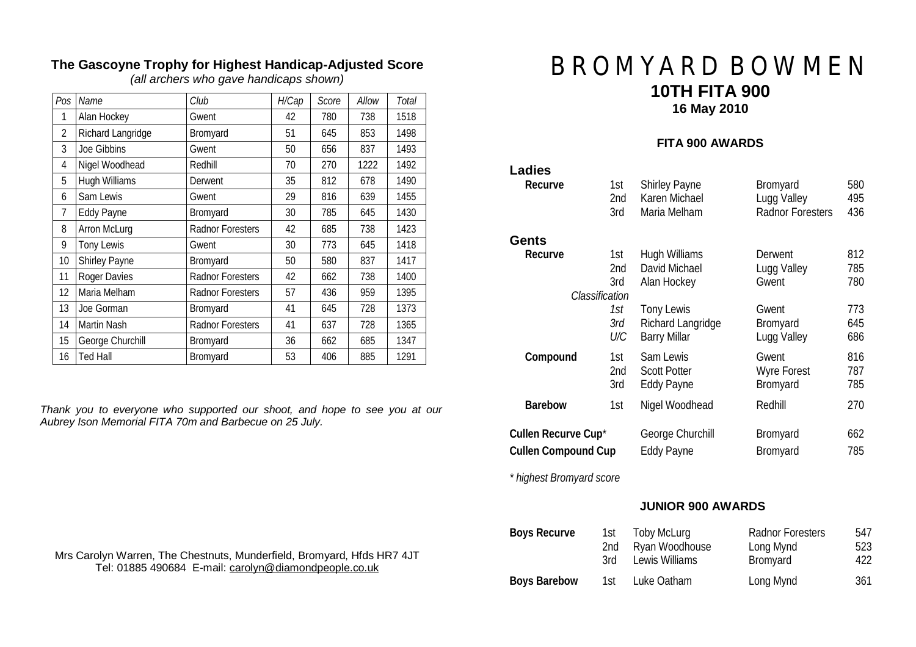# BROMYARD BOWMEN

## 10TH FITA 900

**16 May 2010**

### FITA 900 AWARDS

**Ladies**

| | | | | |
|---|---|---|---|---|
| **Recurve** | 1st | Shirley Payne | Bromyard | 580 |
| | 2nd | Karen Michael | Lugg Valley | 495 |
| | 3rd | Maria Melham | Radnor Foresters | 436 |

**Gents**

| | | | | |
|---|---|---|---|---|
| **Recurve** | 1st | Hugh Williams | Derwent | 812 |
| | 2nd | David Michael | Lugg Valley | 785 |
| | 3rd | Alan Hockey | Gwent | 780 |
| *Classification* | | | | |
| | *1st* | Tony Lewis | Gwent | 773 |
| | *3rd* | Richard Langridge | Bromyard | 645 |
| | *U/C* | Barry Millar | Lugg Valley | 686 |
| **Compound** | 1st | Sam Lewis | Gwent | 816 |
| | 2nd | Scott Potter | Wyre Forest | 787 |
| | 3rd | Eddy Payne | Bromyard | 785 |
| **Barebow** | 1st | Nigel Woodhead | Redhill | 270 |

| | | | |
|---|---|---|---|
| **Cullen Recurve Cup*** | George Churchill | Bromyard | 662 |
| **Cullen Compound Cup** | Eddy Payne | Bromyard | 785 |

*\* highest Bromyard score*

### JUNIOR 900 AWARDS

| | | | | |
|---|---|---|---|---|
| **Boys Recurve** | 1st | Toby McLurg | Radnor Foresters | 547 |
| | 2nd | Ryan Woodhouse | Long Mynd | 523 |
| | 3rd | Lewis Williams | Bromyard | 422 |
| **Boys Barebow** | 1st | Luke Oatham | Long Mynd | 361 |

### The Gascoyne Trophy for Highest Handicap-Adjusted Score

*(all archers who gave handicaps shown)*

| *Pos* | *Name* | *Club* | *H/Cap* | *Score* | *Allow* | *Total* |
|---|---|---|---|---|---|---|
| 1 | Alan Hockey | Gwent | 42 | 780 | 738 | 1518 |
| 2 | Richard Langridge | Bromyard | 51 | 645 | 853 | 1498 |
| 3 | Joe Gibbins | Gwent | 50 | 656 | 837 | 1493 |
| 4 | Nigel Woodhead | Redhill | 70 | 270 | 1222 | 1492 |
| 5 | Hugh Williams | Derwent | 35 | 812 | 678 | 1490 |
| 6 | Sam Lewis | Gwent | 29 | 816 | 639 | 1455 |
| 7 | Eddy Payne | Bromyard | 30 | 785 | 645 | 1430 |
| 8 | Arron McLurg | Radnor Foresters | 42 | 685 | 738 | 1423 |
| 9 | Tony Lewis | Gwent | 30 | 773 | 645 | 1418 |
| 10 | Shirley Payne | Bromyard | 50 | 580 | 837 | 1417 |
| 11 | Roger Davies | Radnor Foresters | 42 | 662 | 738 | 1400 |
| 12 | Maria Melham | Radnor Foresters | 57 | 436 | 959 | 1395 |
| 13 | Joe Gorman | Bromyard | 41 | 645 | 728 | 1373 |
| 14 | Martin Nash | Radnor Foresters | 41 | 637 | 728 | 1365 |
| 15 | George Churchill | Bromyard | 36 | 662 | 685 | 1347 |
| 16 | Ted Hall | Bromyard | 53 | 406 | 885 | 1291 |

*Thank you to everyone who supported our shoot, and hope to see you at our Aubrey Ison Memorial FITA 70m and Barbecue on 25 July.*

Mrs Carolyn Warren, The Chestnuts, Munderfield, Bromyard, Hfds HR7 4JT
Tel: 01885 490684 E-mail: carolyn@diamondpeople.co.uk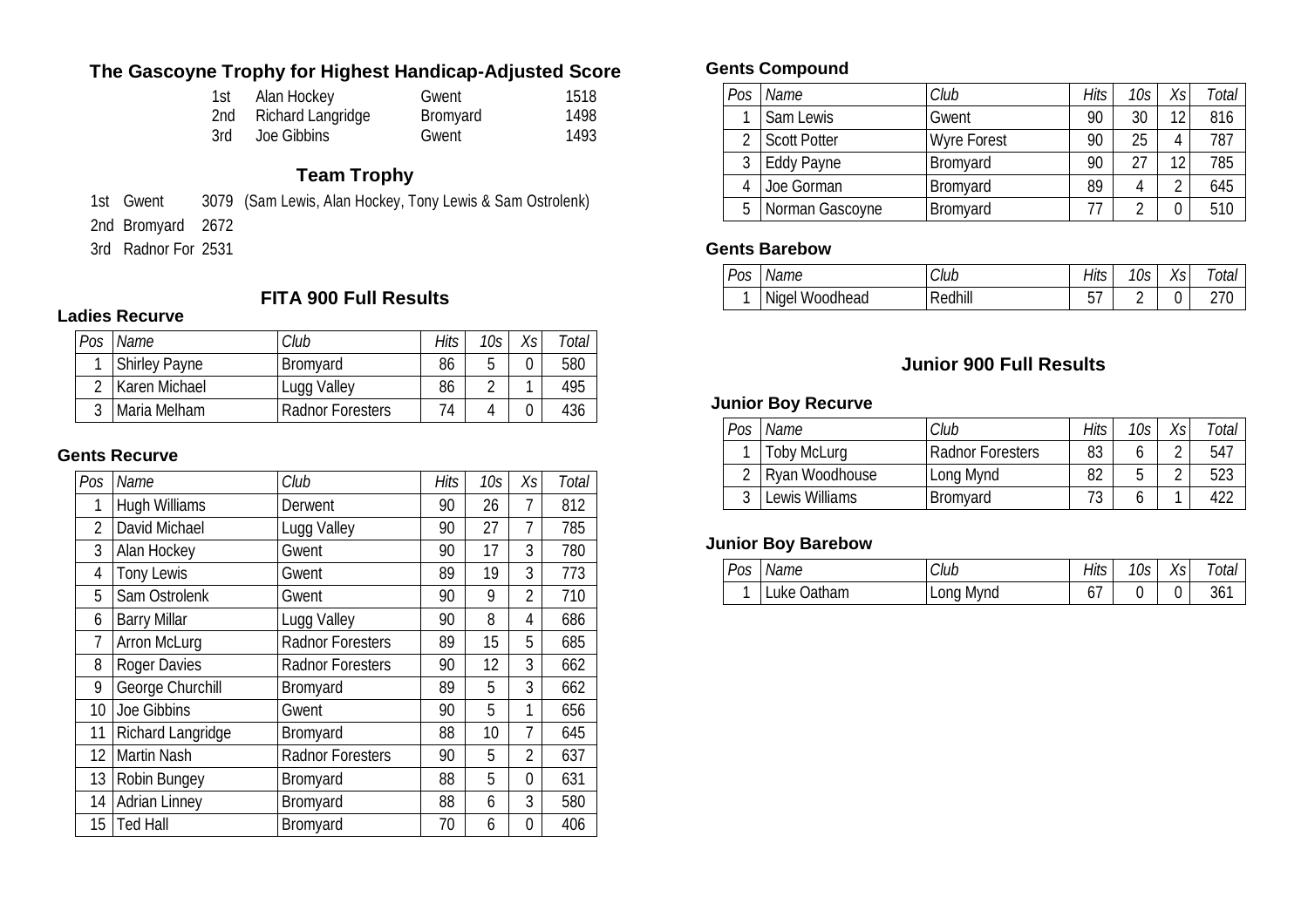## The Gascoyne Trophy for Highest Handicap-Adjusted Score

| | | | |
|---|---|---|---|
| 1st | Alan Hockey | Gwent | 1518 |
| 2nd | Richard Langridge | Bromyard | 1498 |
| 3rd | Joe Gibbins | Gwent | 1493 |

## Team Trophy

| | | | |
|---|---|---|---|
| 1st | Gwent | 3079 | (Sam Lewis, Alan Hockey, Tony Lewis & Sam Ostrolenk) |
| 2nd | Bromyard | 2672 | |
| 3rd | Radnor For | 2531 | |

## FITA 900 Full Results

### Ladies Recurve

| Pos | Name | Club | Hits | 10s | Xs | Total |
|---|---|---|---|---|---|---|
| 1 | Shirley Payne | Bromyard | 86 | 5 | 0 | 580 |
| 2 | Karen Michael | Lugg Valley | 86 | 2 | 1 | 495 |
| 3 | Maria Melham | Radnor Foresters | 74 | 4 | 0 | 436 |

### Gents Recurve

| Pos | Name | Club | Hits | 10s | Xs | Total |
|---|---|---|---|---|---|---|
| 1 | Hugh Williams | Derwent | 90 | 26 | 7 | 812 |
| 2 | David Michael | Lugg Valley | 90 | 27 | 7 | 785 |
| 3 | Alan Hockey | Gwent | 90 | 17 | 3 | 780 |
| 4 | Tony Lewis | Gwent | 89 | 19 | 3 | 773 |
| 5 | Sam Ostrolenk | Gwent | 90 | 9 | 2 | 710 |
| 6 | Barry Millar | Lugg Valley | 90 | 8 | 4 | 686 |
| 7 | Arron McLurg | Radnor Foresters | 89 | 15 | 5 | 685 |
| 8 | Roger Davies | Radnor Foresters | 90 | 12 | 3 | 662 |
| 9 | George Churchill | Bromyard | 89 | 5 | 3 | 662 |
| 10 | Joe Gibbins | Gwent | 90 | 5 | 1 | 656 |
| 11 | Richard Langridge | Bromyard | 88 | 10 | 7 | 645 |
| 12 | Martin Nash | Radnor Foresters | 90 | 5 | 2 | 637 |
| 13 | Robin Bungey | Bromyard | 88 | 5 | 0 | 631 |
| 14 | Adrian Linney | Bromyard | 88 | 6 | 3 | 580 |
| 15 | Ted Hall | Bromyard | 70 | 6 | 0 | 406 |

### Gents Compound

| Pos | Name | Club | Hits | 10s | Xs | Total |
|---|---|---|---|---|---|---|
| 1 | Sam Lewis | Gwent | 90 | 30 | 12 | 816 |
| 2 | Scott Potter | Wyre Forest | 90 | 25 | 4 | 787 |
| 3 | Eddy Payne | Bromyard | 90 | 27 | 12 | 785 |
| 4 | Joe Gorman | Bromyard | 89 | 4 | 2 | 645 |
| 5 | Norman Gascoyne | Bromyard | 77 | 2 | 0 | 510 |

### Gents Barebow

| Pos | Name | Club | Hits | 10s | Xs | Total |
|---|---|---|---|---|---|---|
| 1 | Nigel Woodhead | Redhill | 57 | 2 | 0 | 270 |

## Junior 900 Full Results

### Junior Boy Recurve

| Pos | Name | Club | Hits | 10s | Xs | Total |
|---|---|---|---|---|---|---|
| 1 | Toby McLurg | Radnor Foresters | 83 | 6 | 2 | 547 |
| 2 | Ryan Woodhouse | Long Mynd | 82 | 5 | 2 | 523 |
| 3 | Lewis Williams | Bromyard | 73 | 6 | 1 | 422 |

### Junior Boy Barebow

| Pos | Name | Club | Hits | 10s | Xs | Total |
|---|---|---|---|---|---|---|
| 1 | Luke Oatham | Long Mynd | 67 | 0 | 0 | 361 |